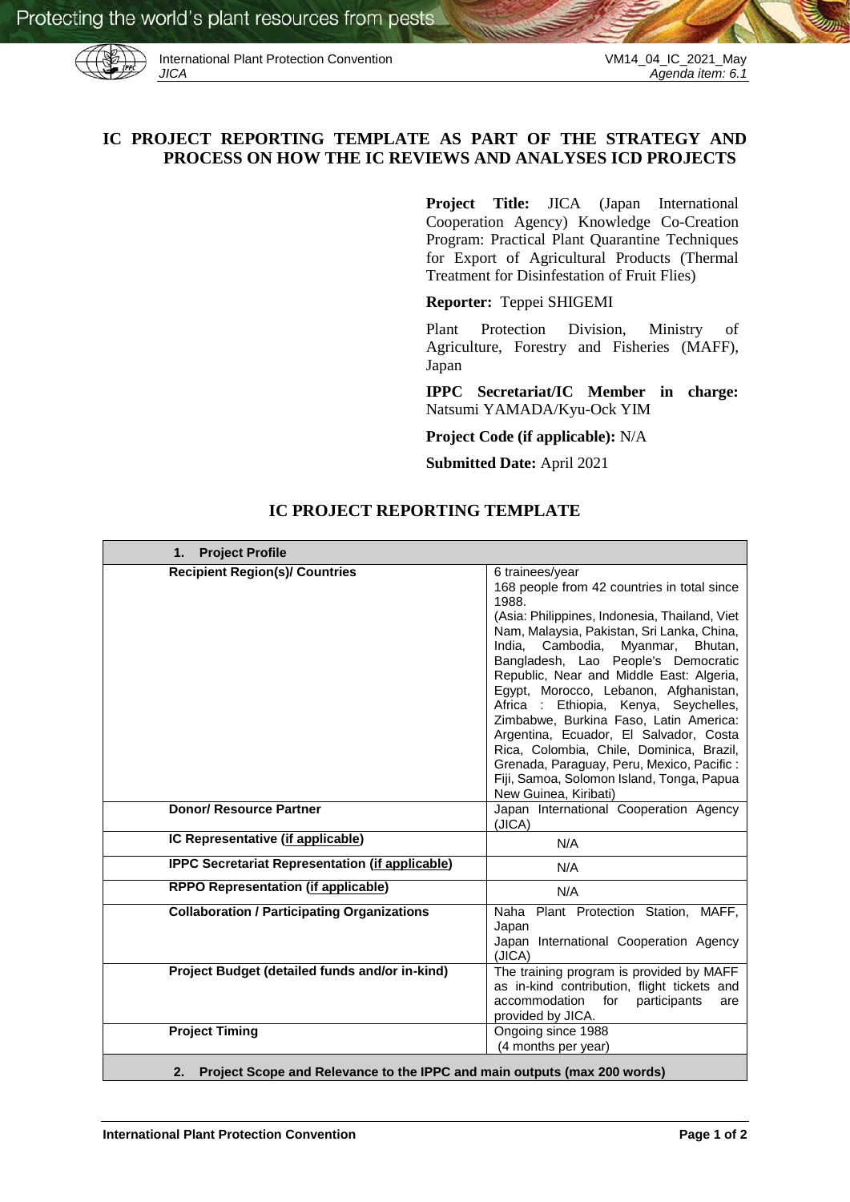# IC PROJECT REPORTING TEMPLATE AS PART OF THE STRATEGY AND PROCESS ON HOW THE IC REVIEWS AND ANALYSES ICD PROJECTS

**Project Title:** JICA (Japan International Cooperation Agency) Knowledge Co-Creation Program: Practical Plant Quarantine Techniques for Export of Agricultural Products (Thermal Treatment for Disinfestation of Fruit Flies)

**Reporter:** Teppei SHIGEMI

Plant Protection Division, Ministry of Agriculture, Forestry and Fisheries (MAFF), Japan

**IPPC Secretariat/IC Member in charge:** Natsumi YAMADA/Kyu-Ock YIM

**Project Code (if applicable):** N/A

**Submitted Date:** April 2021

## IC PROJECT REPORTING TEMPLATE

| **1. Project Profile** | |
|---|---|
| **Recipient Region(s)/ Countries** | 6 trainees/year<br>168 people from 42 countries in total since 1988.<br>(Asia: Philippines, Indonesia, Thailand, Viet Nam, Malaysia, Pakistan, Sri Lanka, China, India, Cambodia, Myanmar, Bhutan, Bangladesh, Lao People's Democratic Republic, Near and Middle East: Algeria, Egypt, Morocco, Lebanon, Afghanistan, Africa : Ethiopia, Kenya, Seychelles, Zimbabwe, Burkina Faso, Latin America: Argentina, Ecuador, El Salvador, Costa Rica, Colombia, Chile, Dominica, Brazil, Grenada, Paraguay, Peru, Mexico, Pacific : Fiji, Samoa, Solomon Island, Tonga, Papua New Guinea, Kiribati) |
| **Donor/ Resource Partner** | Japan International Cooperation Agency (JICA) |
| **IC Representative (if applicable)** | N/A |
| **IPPC Secretariat Representation (if applicable)** | N/A |
| **RPPO Representation (if applicable)** | N/A |
| **Collaboration / Participating Organizations** | Naha Plant Protection Station, MAFF, Japan<br>Japan International Cooperation Agency (JICA) |
| **Project Budget (detailed funds and/or in-kind)** | The training program is provided by MAFF as in-kind contribution, flight tickets and accommodation for participants are provided by JICA. |
| **Project Timing** | Ongoing since 1988<br>(4 months per year) |
| **2. Project Scope and Relevance to the IPPC and main outputs (max 200 words)** | |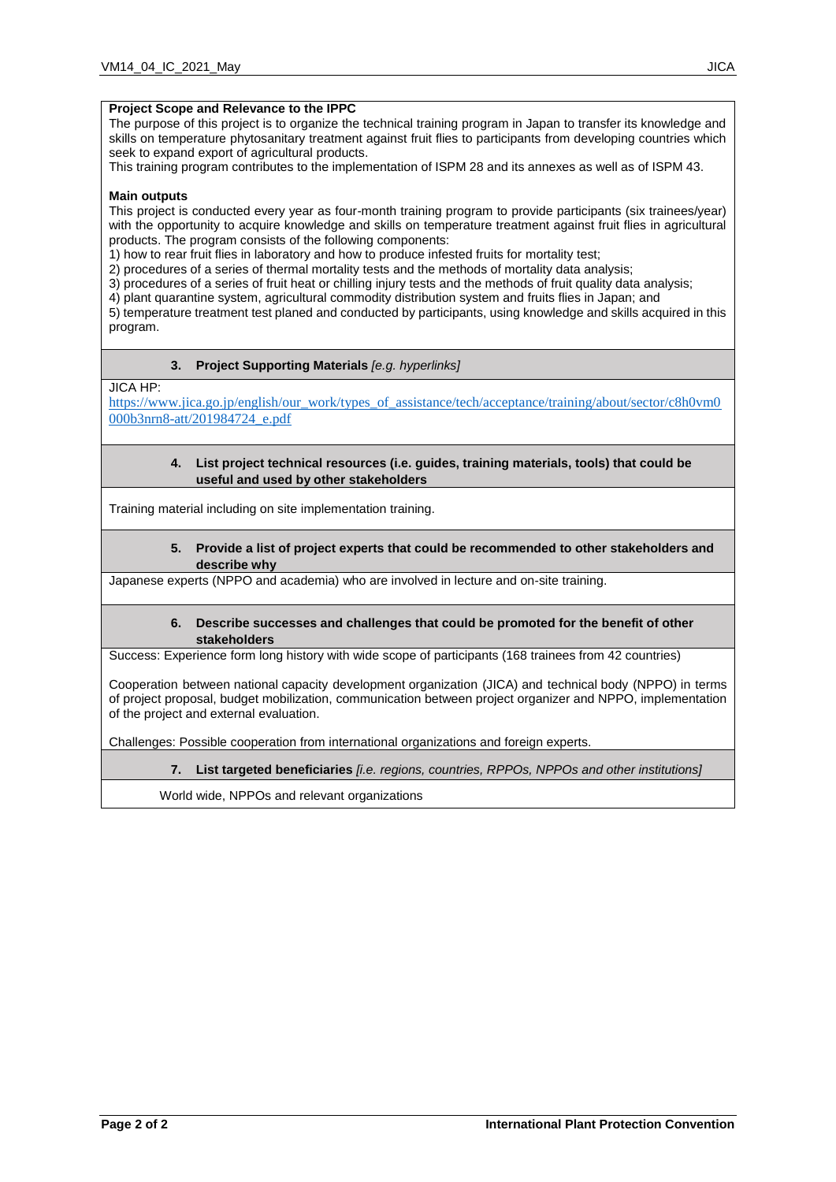**Project Scope and Relevance to the IPPC**

The purpose of this project is to organize the technical training program in Japan to transfer its knowledge and skills on temperature phytosanitary treatment against fruit flies to participants from developing countries which seek to expand export of agricultural products.

This training program contributes to the implementation of ISPM 28 and its annexes as well as of ISPM 43.

**Main outputs**

This project is conducted every year as four-month training program to provide participants (six trainees/year) with the opportunity to acquire knowledge and skills on temperature treatment against fruit flies in agricultural products. The program consists of the following components:

1) how to rear fruit flies in laboratory and how to produce infested fruits for mortality test;
2) procedures of a series of thermal mortality tests and the methods of mortality data analysis;
3) procedures of a series of fruit heat or chilling injury tests and the methods of fruit quality data analysis;
4) plant quarantine system, agricultural commodity distribution system and fruits flies in Japan; and
5) temperature treatment test planed and conducted by participants, using knowledge and skills acquired in this program.

### 3. Project Supporting Materials *[e.g. hyperlinks]*

JICA HP:
https://www.jica.go.jp/english/our_work/types_of_assistance/tech/acceptance/training/about/sector/c8h0vm0000b3nrn8-att/201984724_e.pdf

### 4. List project technical resources (i.e. guides, training materials, tools) that could be useful and used by other stakeholders

Training material including on site implementation training.

### 5. Provide a list of project experts that could be recommended to other stakeholders and describe why

Japanese experts (NPPO and academia) who are involved in lecture and on-site training.

### 6. Describe successes and challenges that could be promoted for the benefit of other stakeholders

Success: Experience form long history with wide scope of participants (168 trainees from 42 countries)

Cooperation between national capacity development organization (JICA) and technical body (NPPO) in terms of project proposal, budget mobilization, communication between project organizer and NPPO, implementation of the project and external evaluation.

Challenges: Possible cooperation from international organizations and foreign experts.

### 7. List targeted beneficiaries *[i.e. regions, countries, RPPOs, NPPOs and other institutions]*

World wide, NPPOs and relevant organizations